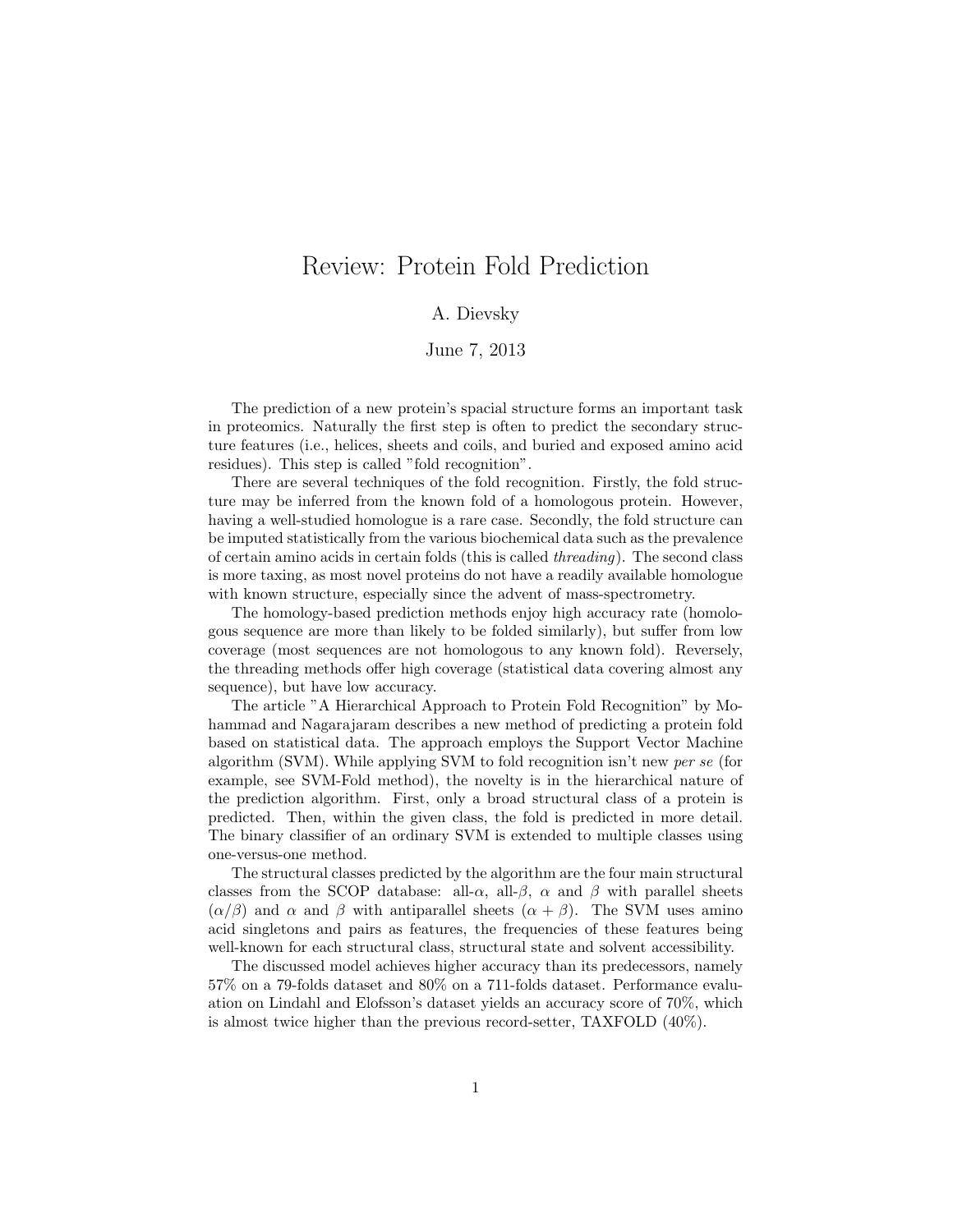# Review: Protein Fold Prediction

A. Dievsky

June 7, 2013

The prediction of a new protein's spacial structure forms an important task in proteomics. Naturally the first step is often to predict the secondary structure features (i.e., helices, sheets and coils, and buried and exposed amino acid residues). This step is called "fold recognition".

There are several techniques of the fold recognition. Firstly, the fold structure may be inferred from the known fold of a homologous protein. However, having a well-studied homologue is a rare case. Secondly, the fold structure can be imputed statistically from the various biochemical data such as the prevalence of certain amino acids in certain folds (this is called *threading*). The second class is more taxing, as most novel proteins do not have a readily available homologue with known structure, especially since the advent of mass-spectrometry.

The homology-based prediction methods enjoy high accuracy rate (homologous sequence are more than likely to be folded similarly), but suffer from low coverage (most sequences are not homologous to any known fold). Reversely, the threading methods offer high coverage (statistical data covering almost any sequence), but have low accuracy.

The article "A Hierarchical Approach to Protein Fold Recognition" by Mohammad and Nagarajaram describes a new method of predicting a protein fold based on statistical data. The approach employs the Support Vector Machine algorithm (SVM). While applying SVM to fold recognition isn't new *per se* (for example, see SVM-Fold method), the novelty is in the hierarchical nature of the prediction algorithm. First, only a broad structural class of a protein is predicted. Then, within the given class, the fold is predicted in more detail. The binary classifier of an ordinary SVM is extended to multiple classes using one-versus-one method.

The structural classes predicted by the algorithm are the four main structural classes from the SCOP database: all-$\alpha$, all-$\beta$, $\alpha$ and $\beta$ with parallel sheets ($\alpha/\beta$) and $\alpha$ and $\beta$ with antiparallel sheets ($\alpha + \beta$). The SVM uses amino acid singletons and pairs as features, the frequencies of these features being well-known for each structural class, structural state and solvent accessibility.

The discussed model achieves higher accuracy than its predecessors, namely 57% on a 79-folds dataset and 80% on a 711-folds dataset. Performance evaluation on Lindahl and Elofsson's dataset yields an accuracy score of 70%, which is almost twice higher than the previous record-setter, TAXFOLD (40%).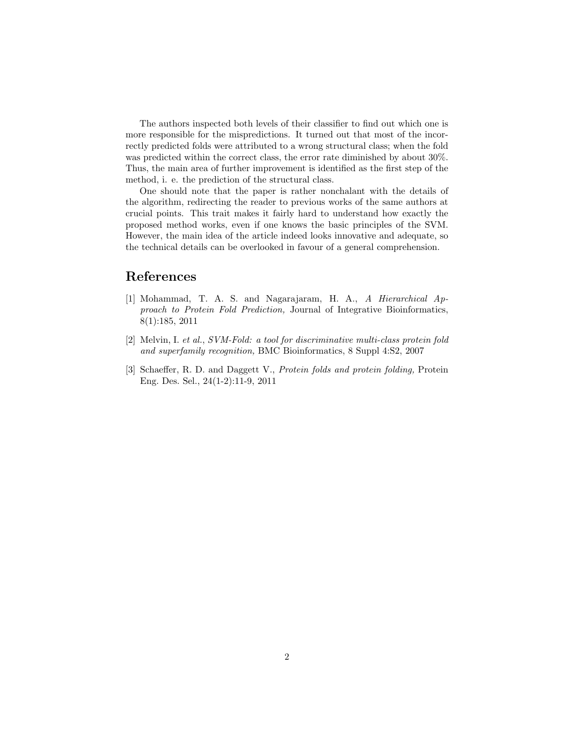The authors inspected both levels of their classifier to find out which one is more responsible for the mispredictions. It turned out that most of the incorrectly predicted folds were attributed to a wrong structural class; when the fold was predicted within the correct class, the error rate diminished by about 30%. Thus, the main area of further improvement is identified as the first step of the method, i. e. the prediction of the structural class.

One should note that the paper is rather nonchalant with the details of the algorithm, redirecting the reader to previous works of the same authors at crucial points. This trait makes it fairly hard to understand how exactly the proposed method works, even if one knows the basic principles of the SVM. However, the main idea of the article indeed looks innovative and adequate, so the technical details can be overlooked in favour of a general comprehension.

## References

[1] Mohammad, T. A. S. and Nagarajaram, H. A., *A Hierarchical Approach to Protein Fold Prediction,* Journal of Integrative Bioinformatics, 8(1):185, 2011

[2] Melvin, I. *et al.*, *SVM-Fold: a tool for discriminative multi-class protein fold and superfamily recognition,* BMC Bioinformatics, 8 Suppl 4:S2, 2007

[3] Schaeffer, R. D. and Daggett V., *Protein folds and protein folding,* Protein Eng. Des. Sel., 24(1-2):11-9, 2011